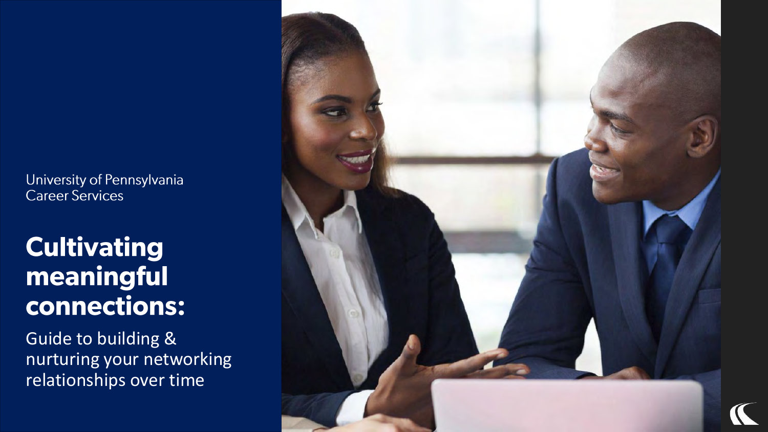University of Pennsylvania
Career Services

# Cultivating meaningful connections:

Guide to building & nurturing your networking relationships over time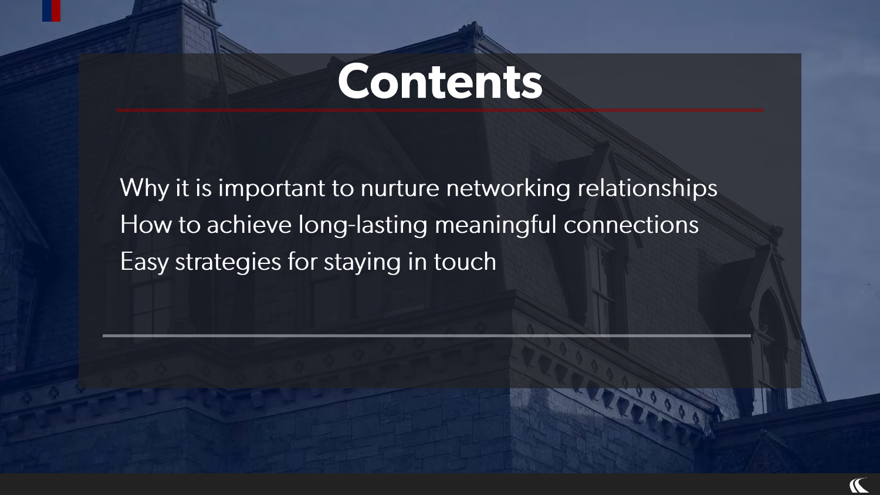# Contents

Why it is important to nurture networking relationships
How to achieve long-lasting meaningful connections
Easy strategies for staying in touch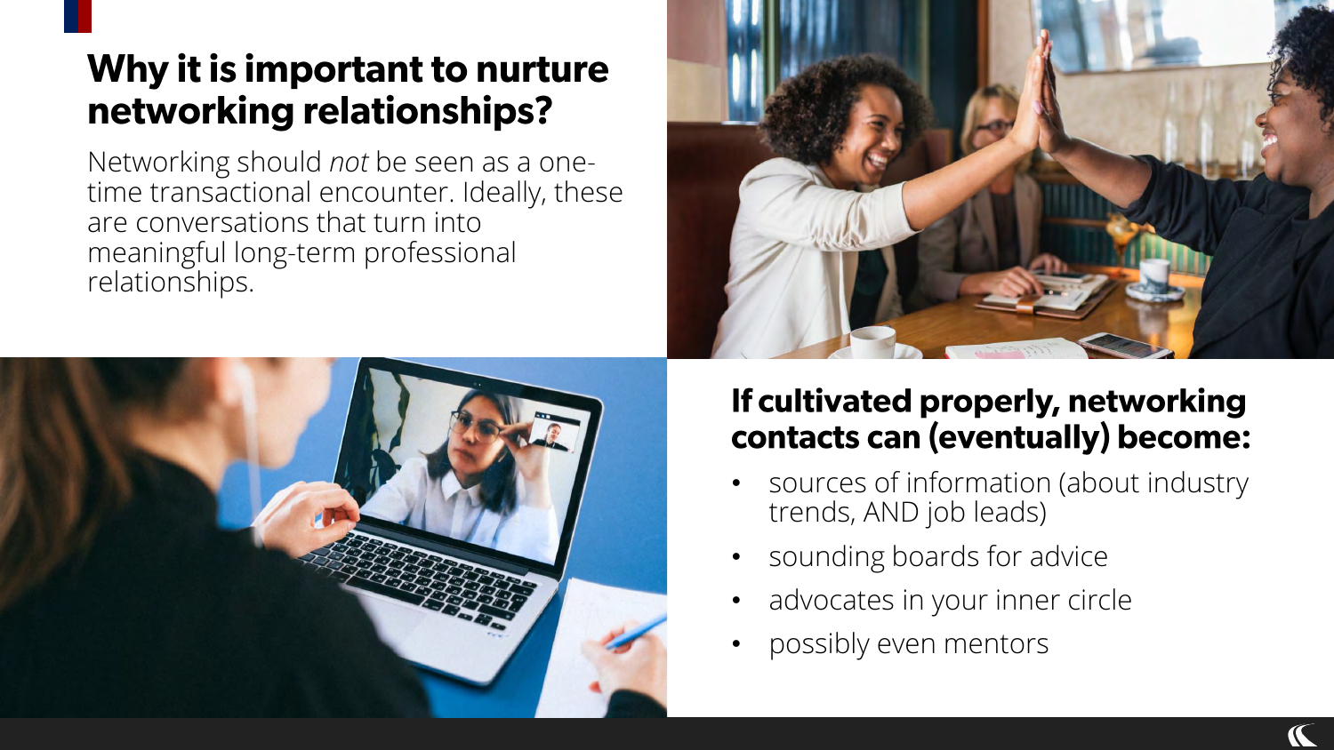## Why it is important to nurture networking relationships?

Networking should *not* be seen as a one-time transactional encounter. Ideally, these are conversations that turn into meaningful long-term professional relationships.

### If cultivated properly, networking contacts can (eventually) become:

- sources of information (about industry trends, AND job leads)
- sounding boards for advice
- advocates in your inner circle
- possibly even mentors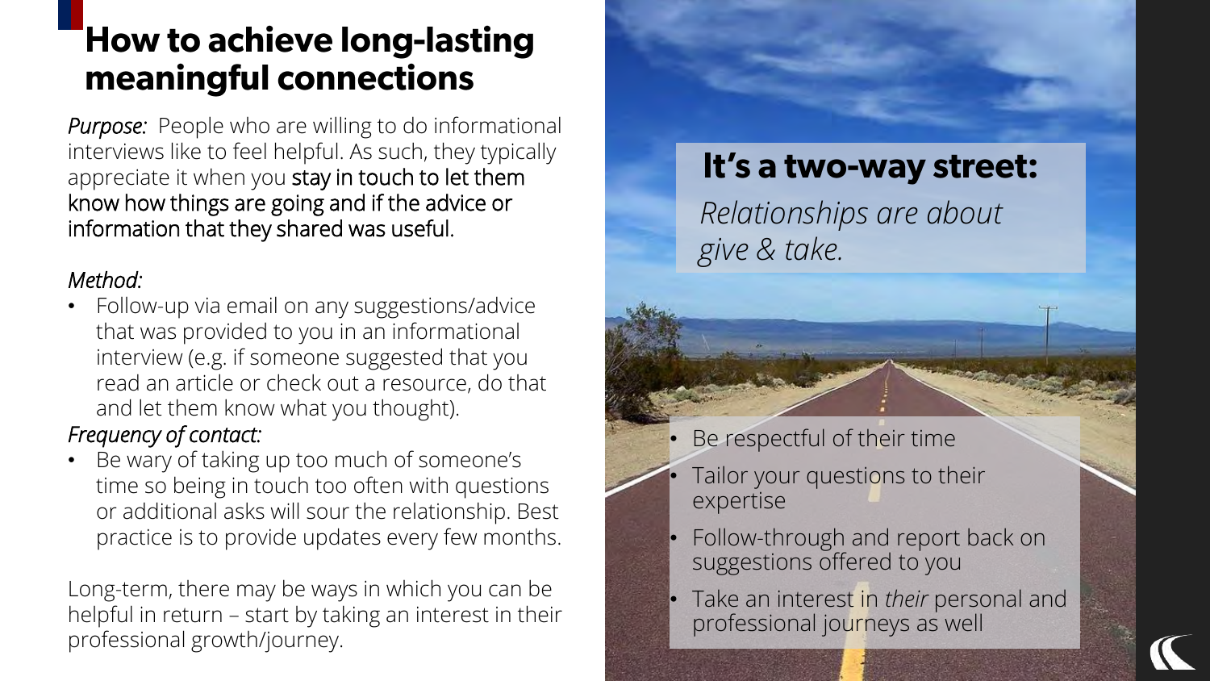# How to achieve long-lasting meaningful connections

*Purpose:* People who are willing to do informational interviews like to feel helpful. As such, they typically appreciate it when you stay in touch to let them know how things are going and if the advice or information that they shared was useful.

*Method:*

- Follow-up via email on any suggestions/advice that was provided to you in an informational interview (e.g. if someone suggested that you read an article or check out a resource, do that and let them know what you thought).

*Frequency of contact:*

- Be wary of taking up too much of someone's time so being in touch too often with questions or additional asks will sour the relationship. Best practice is to provide updates every few months.

Long-term, there may be ways in which you can be helpful in return – start by taking an interest in their professional growth/journey.

## It's a two-way street:

*Relationships are about give & take.*

- Be respectful of their time
- Tailor your questions to their expertise
- Follow-through and report back on suggestions offered to you
- Take an interest in *their* personal and professional journeys as well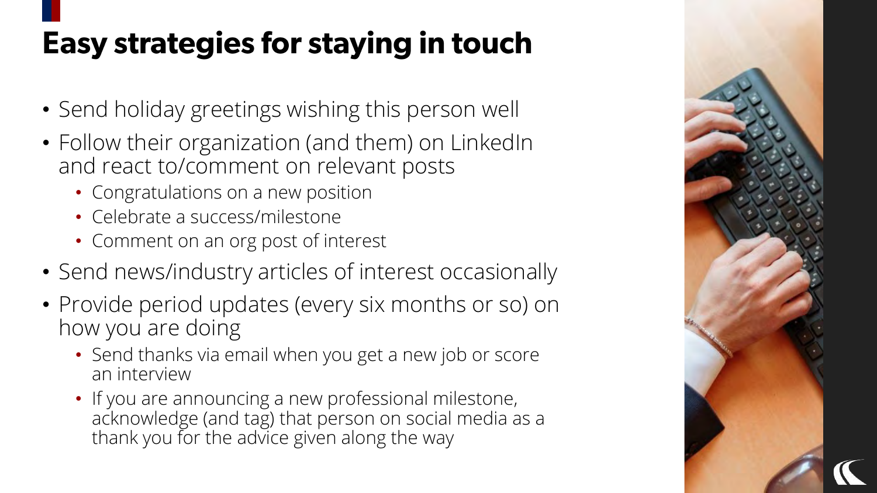# Easy strategies for staying in touch

- Send holiday greetings wishing this person well
- Follow their organization (and them) on LinkedIn and react to/comment on relevant posts
  - Congratulations on a new position
  - Celebrate a success/milestone
  - Comment on an org post of interest
- Send news/industry articles of interest occasionally
- Provide period updates (every six months or so) on how you are doing
  - Send thanks via email when you get a new job or score an interview
  - If you are announcing a new professional milestone, acknowledge (and tag) that person on social media as a thank you for the advice given along the way